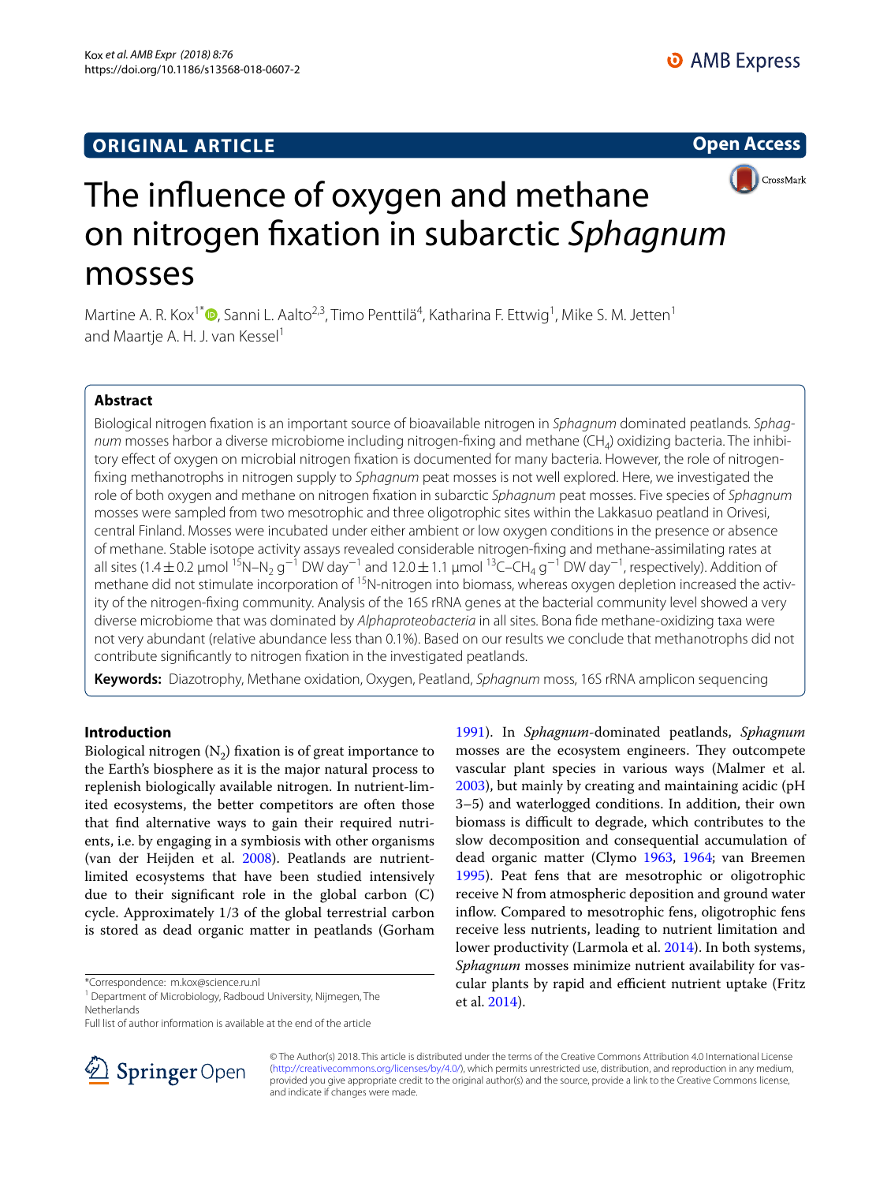ORIGINAL ARTICLE

Open Access

# The influence of oxygen and methane on nitrogen fixation in subarctic *Sphagnum* mosses

Martine A. R. Kox[1*], Sanni L. Aalto[2,3], Timo Penttilä[4], Katharina F. Ettwig[1], Mike S. M. Jetten[1] and Maartje A. H. J. van Kessel[1]

## Abstract

Biological nitrogen fixation is an important source of bioavailable nitrogen in *Sphagnum* dominated peatlands. *Sphagnum* mosses harbor a diverse microbiome including nitrogen-fixing and methane ($CH_4$) oxidizing bacteria. The inhibitory effect of oxygen on microbial nitrogen fixation is documented for many bacteria. However, the role of nitrogen-fixing methanotrophs in nitrogen supply to *Sphagnum* peat mosses is not well explored. Here, we investigated the role of both oxygen and methane on nitrogen fixation in subarctic *Sphagnum* peat mosses. Five species of *Sphagnum* mosses were sampled from two mesotrophic and three oligotrophic sites within the Lakkasuo peatland in Orivesi, central Finland. Mosses were incubated under either ambient or low oxygen conditions in the presence or absence of methane. Stable isotope activity assays revealed considerable nitrogen-fixing and methane-assimilating rates at all sites (1.4 ± 0.2 µmol $^{15}N\text{–}N_2$ $g^{-1}$ DW $day^{-1}$ and 12.0 ± 1.1 µmol $^{13}C\text{–}CH_4$ $g^{-1}$ DW $day^{-1}$, respectively). Addition of methane did not stimulate incorporation of $^{15}N$-nitrogen into biomass, whereas oxygen depletion increased the activity of the nitrogen-fixing community. Analysis of the 16S rRNA genes at the bacterial community level showed a very diverse microbiome that was dominated by *Alphaproteobacteria* in all sites. Bona fide methane-oxidizing taxa were not very abundant (relative abundance less than 0.1%). Based on our results we conclude that methanotrophs did not contribute significantly to nitrogen fixation in the investigated peatlands.

**Keywords:** Diazotrophy, Methane oxidation, Oxygen, Peatland, *Sphagnum* moss, 16S rRNA amplicon sequencing

## Introduction

Biological nitrogen ($N_2$) fixation is of great importance to the Earth's biosphere as it is the major natural process to replenish biologically available nitrogen. In nutrient-limited ecosystems, the better competitors are often those that find alternative ways to gain their required nutrients, i.e. by engaging in a symbiosis with other organisms (van der Heijden et al. 2008). Peatlands are nutrient-limited ecosystems that have been studied intensively due to their significant role in the global carbon (C) cycle. Approximately 1/3 of the global terrestrial carbon is stored as dead organic matter in peatlands (Gorham 1991). In *Sphagnum*-dominated peatlands, *Sphagnum* mosses are the ecosystem engineers. They outcompete vascular plant species in various ways (Malmer et al. 2003), but mainly by creating and maintaining acidic (pH 3–5) and waterlogged conditions. In addition, their own biomass is difficult to degrade, which contributes to the slow decomposition and consequential accumulation of dead organic matter (Clymo 1963, 1964; van Breemen 1995). Peat fens that are mesotrophic or oligotrophic receive N from atmospheric deposition and ground water inflow. Compared to mesotrophic fens, oligotrophic fens receive less nutrients, leading to nutrient limitation and lower productivity (Larmola et al. 2014). In both systems, *Sphagnum* mosses minimize nutrient availability for vascular plants by rapid and efficient nutrient uptake (Fritz et al. 2014).

*Correspondence: m.kox@science.ru.nl

[1] Department of Microbiology, Radboud University, Nijmegen, The Netherlands

Full list of author information is available at the end of the article

© The Author(s) 2018. This article is distributed under the terms of the Creative Commons Attribution 4.0 International License (http://creativecommons.org/licenses/by/4.0/), which permits unrestricted use, distribution, and reproduction in any medium, provided you give appropriate credit to the original author(s) and the source, provide a link to the Creative Commons license, and indicate if changes were made.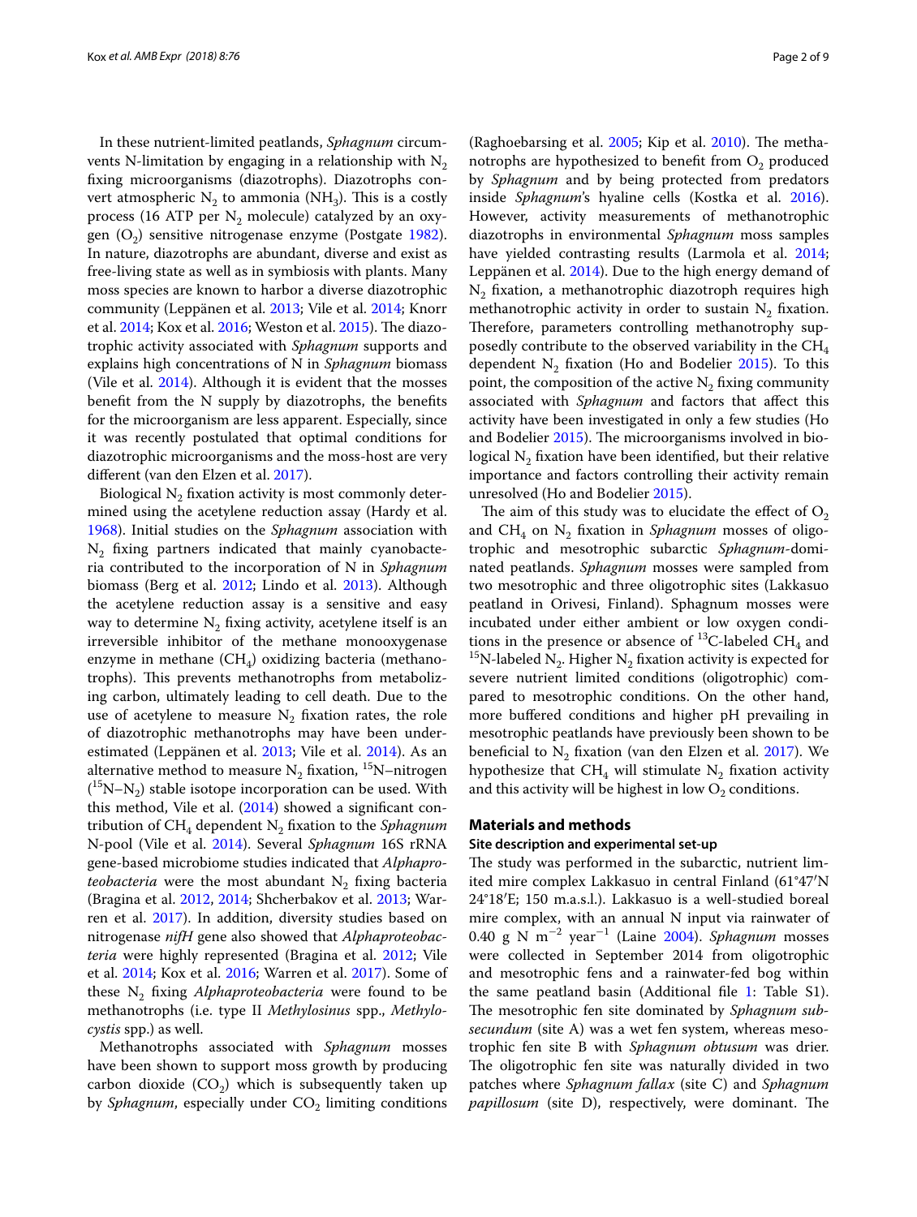In these nutrient-limited peatlands, *Sphagnum* circumvents N-limitation by engaging in a relationship with $N_2$ fixing microorganisms (diazotrophs). Diazotrophs convert atmospheric $N_2$ to ammonia ($NH_3$). This is a costly process (16 ATP per $N_2$ molecule) catalyzed by an oxygen ($O_2$) sensitive nitrogenase enzyme (Postgate 1982). In nature, diazotrophs are abundant, diverse and exist as free-living state as well as in symbiosis with plants. Many moss species are known to harbor a diverse diazotrophic community (Leppänen et al. 2013; Vile et al. 2014; Knorr et al. 2014; Kox et al. 2016; Weston et al. 2015). The diazotrophic activity associated with *Sphagnum* supports and explains high concentrations of N in *Sphagnum* biomass (Vile et al. 2014). Although it is evident that the mosses benefit from the N supply by diazotrophs, the benefits for the microorganism are less apparent. Especially, since it was recently postulated that optimal conditions for diazotrophic microorganisms and the moss-host are very different (van den Elzen et al. 2017).

Biological $N_2$ fixation activity is most commonly determined using the acetylene reduction assay (Hardy et al. 1968). Initial studies on the *Sphagnum* association with $N_2$ fixing partners indicated that mainly cyanobacteria contributed to the incorporation of N in *Sphagnum* biomass (Berg et al. 2012; Lindo et al. 2013). Although the acetylene reduction assay is a sensitive and easy way to determine $N_2$ fixing activity, acetylene itself is an irreversible inhibitor of the methane monooxygenase enzyme in methane ($CH_4$) oxidizing bacteria (methanotrophs). This prevents methanotrophs from metabolizing carbon, ultimately leading to cell death. Due to the use of acetylene to measure $N_2$ fixation rates, the role of diazotrophic methanotrophs may have been underestimated (Leppänen et al. 2013; Vile et al. 2014). As an alternative method to measure $N_2$ fixation, $^{15}N$–nitrogen ($^{15}N$–$N_2$) stable isotope incorporation can be used. With this method, Vile et al. (2014) showed a significant contribution of $CH_4$ dependent $N_2$ fixation to the *Sphagnum* N-pool (Vile et al. 2014). Several *Sphagnum* 16S rRNA gene-based microbiome studies indicated that *Alphaproteobacteria* were the most abundant $N_2$ fixing bacteria (Bragina et al. 2012, 2014; Shcherbakov et al. 2013; Warren et al. 2017). In addition, diversity studies based on nitrogenase *nifH* gene also showed that *Alphaproteobacteria* were highly represented (Bragina et al. 2012; Vile et al. 2014; Kox et al. 2016; Warren et al. 2017). Some of these $N_2$ fixing *Alphaproteobacteria* were found to be methanotrophs (i.e. type II *Methylosinus* spp., *Methylocystis* spp.) as well.

Methanotrophs associated with *Sphagnum* mosses have been shown to support moss growth by producing carbon dioxide ($CO_2$) which is subsequently taken up by *Sphagnum*, especially under $CO_2$ limiting conditions (Raghoebarsing et al. 2005; Kip et al. 2010). The methanotrophs are hypothesized to benefit from $O_2$ produced by *Sphagnum* and by being protected from predators inside *Sphagnum*'s hyaline cells (Kostka et al. 2016). However, activity measurements of methanotrophic diazotrophs in environmental *Sphagnum* moss samples have yielded contrasting results (Larmola et al. 2014; Leppänen et al. 2014). Due to the high energy demand of $N_2$ fixation, a methanotrophic diazotroph requires high methanotrophic activity in order to sustain $N_2$ fixation. Therefore, parameters controlling methanotrophy supposedly contribute to the observed variability in the $CH_4$ dependent $N_2$ fixation (Ho and Bodelier 2015). To this point, the composition of the active $N_2$ fixing community associated with *Sphagnum* and factors that affect this activity have been investigated in only a few studies (Ho and Bodelier 2015). The microorganisms involved in biological $N_2$ fixation have been identified, but their relative importance and factors controlling their activity remain unresolved (Ho and Bodelier 2015).

The aim of this study was to elucidate the effect of $O_2$ and $CH_4$ on $N_2$ fixation in *Sphagnum* mosses of oligotrophic and mesotrophic subarctic *Sphagnum*-dominated peatlands. *Sphagnum* mosses were sampled from two mesotrophic and three oligotrophic sites (Lakkasuo peatland in Orivesi, Finland). Sphagnum mosses were incubated under either ambient or low oxygen conditions in the presence or absence of $^{13}C$-labeled $CH_4$ and $^{15}N$-labeled $N_2$. Higher $N_2$ fixation activity is expected for severe nutrient limited conditions (oligotrophic) compared to mesotrophic conditions. On the other hand, more buffered conditions and higher pH prevailing in mesotrophic peatlands have previously been shown to be beneficial to $N_2$ fixation (van den Elzen et al. 2017). We hypothesize that $CH_4$ will stimulate $N_2$ fixation activity and this activity will be highest in low $O_2$ conditions.

## Materials and methods

### Site description and experimental set-up

The study was performed in the subarctic, nutrient limited mire complex Lakkasuo in central Finland (61°47′N 24°18′E; 150 m.a.s.l.). Lakkasuo is a well-studied boreal mire complex, with an annual N input via rainwater of 0.40 g N $m^{-2}$ $year^{-1}$ (Laine 2004). *Sphagnum* mosses were collected in September 2014 from oligotrophic and mesotrophic fens and a rainwater-fed bog within the same peatland basin (Additional file 1: Table S1). The mesotrophic fen site dominated by *Sphagnum subsecundum* (site A) was a wet fen system, whereas mesotrophic fen site B with *Sphagnum obtusum* was drier. The oligotrophic fen site was naturally divided in two patches where *Sphagnum fallax* (site C) and *Sphagnum papillosum* (site D), respectively, were dominant. The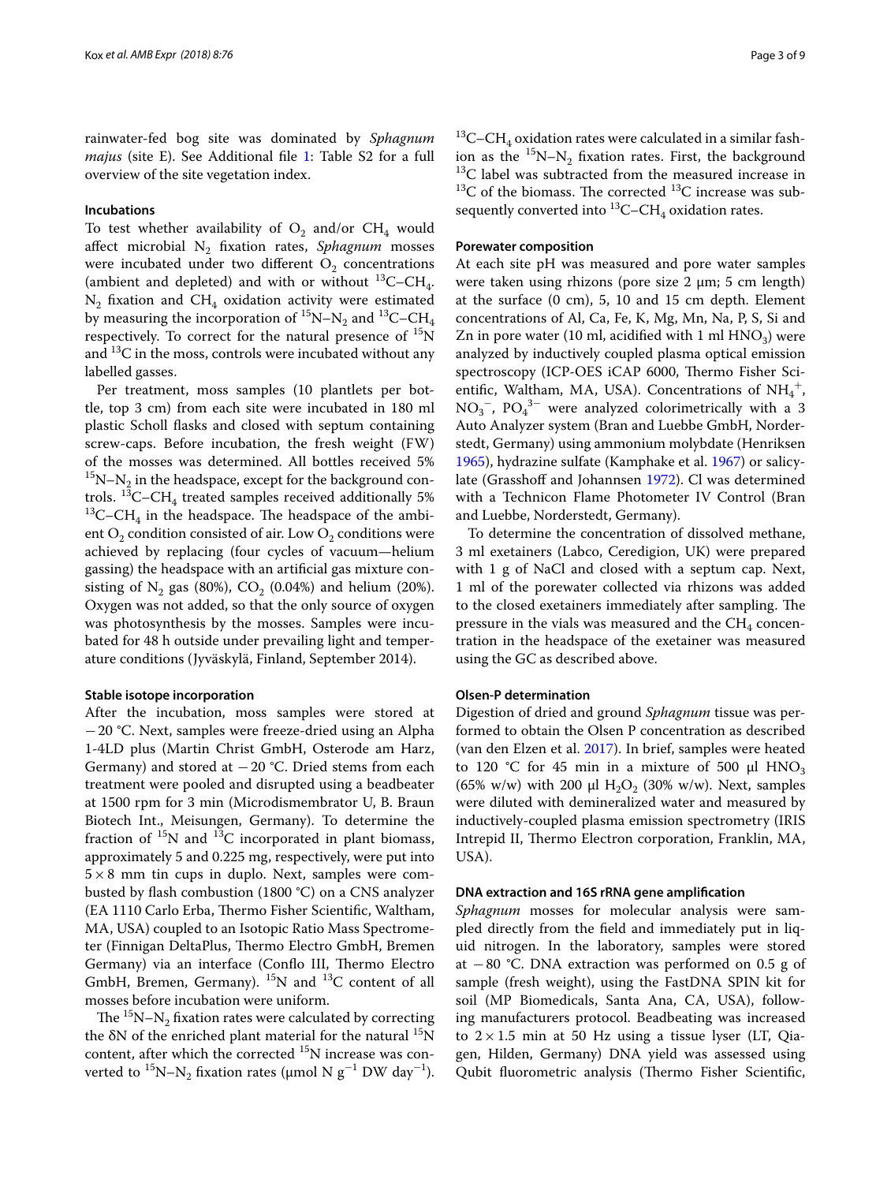rainwater-fed bog site was dominated by *Sphagnum majus* (site E). See Additional file 1: Table S2 for a full overview of the site vegetation index.

#### Incubations

To test whether availability of $O_2$ and/or $CH_4$ would affect microbial $N_2$ fixation rates, *Sphagnum* mosses were incubated under two different $O_2$ concentrations (ambient and depleted) and with or without $^{13}C–CH_4$. $N_2$ fixation and $CH_4$ oxidation activity were estimated by measuring the incorporation of $^{15}N–N_2$ and $^{13}C–CH_4$ respectively. To correct for the natural presence of $^{15}N$ and $^{13}C$ in the moss, controls were incubated without any labelled gasses.

Per treatment, moss samples (10 plantlets per bottle, top 3 cm) from each site were incubated in 180 ml plastic Scholl flasks and closed with septum containing screw-caps. Before incubation, the fresh weight (FW) of the mosses was determined. All bottles received 5% $^{15}N–N_2$ in the headspace, except for the background controls. $^{13}C–CH_4$ treated samples received additionally 5% $^{13}C–CH_4$ in the headspace. The headspace of the ambient $O_2$ condition consisted of air. Low $O_2$ conditions were achieved by replacing (four cycles of vacuum—helium gassing) the headspace with an artificial gas mixture consisting of $N_2$ gas (80%), $CO_2$ (0.04%) and helium (20%). Oxygen was not added, so that the only source of oxygen was photosynthesis by the mosses. Samples were incubated for 48 h outside under prevailing light and temperature conditions (Jyväskylä, Finland, September 2014).

#### Stable isotope incorporation

After the incubation, moss samples were stored at −20 °C. Next, samples were freeze-dried using an Alpha 1-4LD plus (Martin Christ GmbH, Osterode am Harz, Germany) and stored at −20 °C. Dried stems from each treatment were pooled and disrupted using a beadbeater at 1500 rpm for 3 min (Microdismembrator U, B. Braun Biotech Int., Meisungen, Germany). To determine the fraction of $^{15}N$ and $^{13}C$ incorporated in plant biomass, approximately 5 and 0.225 mg, respectively, were put into 5 × 8 mm tin cups in duplo. Next, samples were combusted by flash combustion (1800 °C) on a CNS analyzer (EA 1110 Carlo Erba, Thermo Fisher Scientific, Waltham, MA, USA) coupled to an Isotopic Ratio Mass Spectrometer (Finnigan DeltaPlus, Thermo Electro GmbH, Bremen Germany) via an interface (Conflo III, Thermo Electro GmbH, Bremen, Germany). $^{15}N$ and $^{13}C$ content of all mosses before incubation were uniform.

The $^{15}N–N_2$ fixation rates were calculated by correcting the δN of the enriched plant material for the natural $^{15}N$ content, after which the corrected $^{15}N$ increase was converted to $^{15}N–N_2$ fixation rates (μmol N $g^{-1}$ DW $day^{-1}$). $^{13}C–CH_4$ oxidation rates were calculated in a similar fashion as the $^{15}N–N_2$ fixation rates. First, the background $^{13}C$ label was subtracted from the measured increase in $^{13}C$ of the biomass. The corrected $^{13}C$ increase was subsequently converted into $^{13}C–CH_4$ oxidation rates.

#### Porewater composition

At each site pH was measured and pore water samples were taken using rhizons (pore size 2 μm; 5 cm length) at the surface (0 cm), 5, 10 and 15 cm depth. Element concentrations of Al, Ca, Fe, K, Mg, Mn, Na, P, S, Si and Zn in pore water (10 ml, acidified with 1 ml $HNO_3$) were analyzed by inductively coupled plasma optical emission spectroscopy (ICP-OES iCAP 6000, Thermo Fisher Scientific, Waltham, MA, USA). Concentrations of $NH_4^+$, $NO_3^-$, $PO_4^{3-}$ were analyzed colorimetrically with a 3 Auto Analyzer system (Bran and Luebbe GmbH, Norderstedt, Germany) using ammonium molybdate (Henriksen 1965), hydrazine sulfate (Kamphake et al. 1967) or salicylate (Grasshoff and Johannsen 1972). Cl was determined with a Technicon Flame Photometer IV Control (Bran and Luebbe, Norderstedt, Germany).

To determine the concentration of dissolved methane, 3 ml exetainers (Labco, Ceredigion, UK) were prepared with 1 g of NaCl and closed with a septum cap. Next, 1 ml of the porewater collected via rhizons was added to the closed exetainers immediately after sampling. The pressure in the vials was measured and the $CH_4$ concentration in the headspace of the exetainer was measured using the GC as described above.

#### Olsen-P determination

Digestion of dried and ground *Sphagnum* tissue was performed to obtain the Olsen P concentration as described (van den Elzen et al. 2017). In brief, samples were heated to 120 °C for 45 min in a mixture of 500 μl $HNO_3$ (65% w/w) with 200 μl $H_2O_2$ (30% w/w). Next, samples were diluted with demineralized water and measured by inductively-coupled plasma emission spectrometry (IRIS Intrepid II, Thermo Electron corporation, Franklin, MA, USA).

#### DNA extraction and 16S rRNA gene amplification

*Sphagnum* mosses for molecular analysis were sampled directly from the field and immediately put in liquid nitrogen. In the laboratory, samples were stored at −80 °C. DNA extraction was performed on 0.5 g of sample (fresh weight), using the FastDNA SPIN kit for soil (MP Biomedicals, Santa Ana, CA, USA), following manufacturers protocol. Beadbeating was increased to 2 × 1.5 min at 50 Hz using a tissue lyser (LT, Qiagen, Hilden, Germany) DNA yield was assessed using Qubit fluorometric analysis (Thermo Fisher Scientific,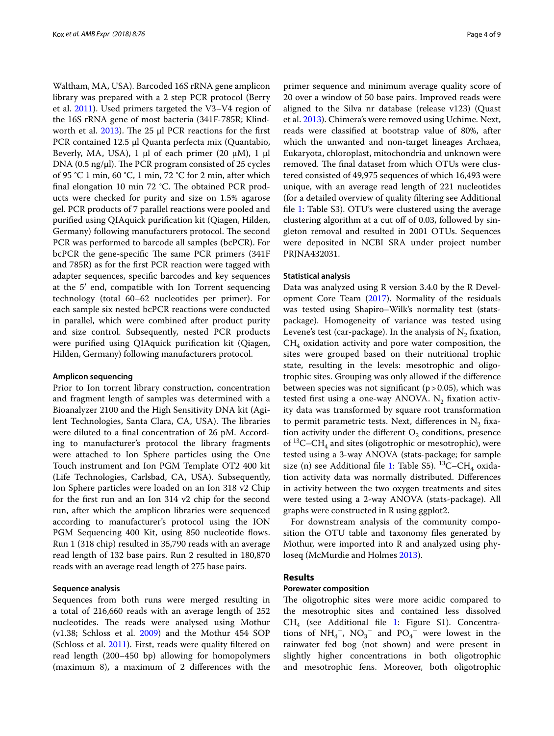Waltham, MA, USA). Barcoded 16S rRNA gene amplicon library was prepared with a 2 step PCR protocol (Berry et al. 2011). Used primers targeted the V3–V4 region of the 16S rRNA gene of most bacteria (341F-785R; Klindworth et al. 2013). The 25 µl PCR reactions for the first PCR contained 12.5 µl Quanta perfecta mix (Quantabio, Beverly, MA, USA), 1 µl of each primer (20 µM), 1 µl DNA (0.5 ng/µl). The PCR program consisted of 25 cycles of 95 °C 1 min, 60 °C, 1 min, 72 °C for 2 min, after which final elongation 10 min 72 °C. The obtained PCR products were checked for purity and size on 1.5% agarose gel. PCR products of 7 parallel reactions were pooled and purified using QIAquick purification kit (Qiagen, Hilden, Germany) following manufacturers protocol. The second PCR was performed to barcode all samples (bcPCR). For bcPCR the gene-specific The same PCR primers (341F and 785R) as for the first PCR reaction were tagged with adapter sequences, specific barcodes and key sequences at the 5′ end, compatible with Ion Torrent sequencing technology (total 60–62 nucleotides per primer). For each sample six nested bcPCR reactions were conducted in parallel, which were combined after product purity and size control. Subsequently, nested PCR products were purified using QIAquick purification kit (Qiagen, Hilden, Germany) following manufacturers protocol.

#### Amplicon sequencing

Prior to Ion torrent library construction, concentration and fragment length of samples was determined with a Bioanalyzer 2100 and the High Sensitivity DNA kit (Agilent Technologies, Santa Clara, CA, USA). The libraries were diluted to a final concentration of 26 pM. According to manufacturer's protocol the library fragments were attached to Ion Sphere particles using the One Touch instrument and Ion PGM Template OT2 400 kit (Life Technologies, Carlsbad, CA, USA). Subsequently, Ion Sphere particles were loaded on an Ion 318 v2 Chip for the first run and an Ion 314 v2 chip for the second run, after which the amplicon libraries were sequenced according to manufacturer's protocol using the ION PGM Sequencing 400 Kit, using 850 nucleotide flows. Run 1 (318 chip) resulted in 35,790 reads with an average read length of 132 base pairs. Run 2 resulted in 180,870 reads with an average read length of 275 base pairs.

#### Sequence analysis

Sequences from both runs were merged resulting in a total of 216,660 reads with an average length of 252 nucleotides. The reads were analysed using Mothur (v1.38; Schloss et al. 2009) and the Mothur 454 SOP (Schloss et al. 2011). First, reads were quality filtered on read length (200–450 bp) allowing for homopolymers (maximum 8), a maximum of 2 differences with the primer sequence and minimum average quality score of 20 over a window of 50 base pairs. Improved reads were aligned to the Silva nr database (release v123) (Quast et al. 2013). Chimera's were removed using Uchime. Next, reads were classified at bootstrap value of 80%, after which the unwanted and non-target lineages Archaea, Eukaryota, chloroplast, mitochondria and unknown were removed. The final dataset from which OTUs were clustered consisted of 49,975 sequences of which 16,493 were unique, with an average read length of 221 nucleotides (for a detailed overview of quality filtering see Additional file 1: Table S3). OTU's were clustered using the average clustering algorithm at a cut off of 0.03, followed by singleton removal and resulted in 2001 OTUs. Sequences were deposited in NCBI SRA under project number PRJNA432031.

#### Statistical analysis

Data was analyzed using R version 3.4.0 by the R Development Core Team (2017). Normality of the residuals was tested using Shapiro–Wilk's normality test (stats-package). Homogeneity of variance was tested using Levene's test (car-package). In the analysis of $N_2$ fixation, $CH_4$ oxidation activity and pore water composition, the sites were grouped based on their nutritional trophic state, resulting in the levels: mesotrophic and oligotrophic sites. Grouping was only allowed if the difference between species was not significant ($p > 0.05$), which was tested first using a one-way ANOVA. $N_2$ fixation activity data was transformed by square root transformation to permit parametric tests. Next, differences in $N_2$ fixation activity under the different $O_2$ conditions, presence of $^{13}C–CH_4$ and sites (oligotrophic or mesotrophic), were tested using a 3-way ANOVA (stats-package; for sample size (n) see Additional file 1: Table S5). $^{13}C–CH_4$ oxidation activity data was normally distributed. Differences in activity between the two oxygen treatments and sites were tested using a 2-way ANOVA (stats-package). All graphs were constructed in R using ggplot2.

For downstream analysis of the community composition the OTU table and taxonomy files generated by Mothur, were imported into R and analyzed using phyloseq (McMurdie and Holmes 2013).

## Results

#### Porewater composition

The oligotrophic sites were more acidic compared to the mesotrophic sites and contained less dissolved $CH_4$ (see Additional file 1: Figure S1). Concentrations of $NH_4^+$, $NO_3^-$ and $PO_4^-$ were lowest in the rainwater fed bog (not shown) and were present in slightly higher concentrations in both oligotrophic and mesotrophic fens. Moreover, both oligotrophic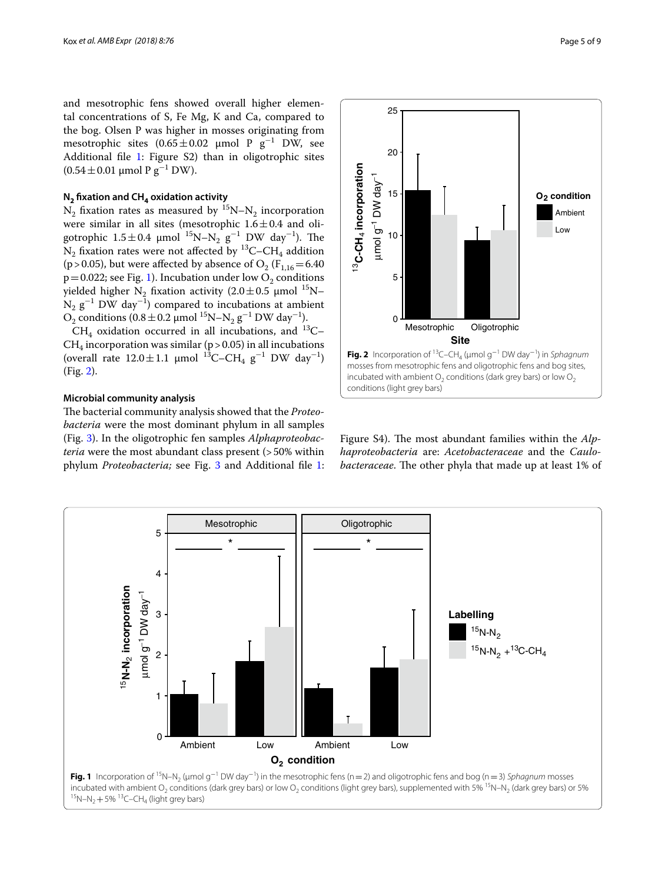and mesotrophic fens showed overall higher elemental concentrations of S, Fe Mg, K and Ca, compared to the bog. Olsen P was higher in mosses originating from mesotrophic sites ($0.65 \pm 0.02$ μmol P $g^{-1}$ DW, see Additional file 1: Figure S2) than in oligotrophic sites ($0.54 \pm 0.01$ μmol P $g^{-1}$ DW).

### $N_2$ fixation and $CH_4$ oxidation activity

$N_2$ fixation rates as measured by $^{15}N$–$N_2$ incorporation were similar in all sites (mesotrophic $1.6 \pm 0.4$ and oligotrophic $1.5 \pm 0.4$ μmol $^{15}N$–$N_2$ $g^{-1}$ DW $day^{-1}$). The $N_2$ fixation rates were not affected by $^{13}C$–$CH_4$ addition ($p > 0.05$), but were affected by absence of $O_2$ ($F_{1,16} = 6.40$ $p = 0.022$; see Fig. 1). Incubation under low $O_2$ conditions yielded higher $N_2$ fixation activity ($2.0 \pm 0.5$ μmol $^{15}N$–$N_2$ $g^{-1}$ DW $day^{-1}$) compared to incubations at ambient $O_2$ conditions ($0.8 \pm 0.2$ μmol $^{15}N$–$N_2$ $g^{-1}$ DW $day^{-1}$).

$CH_4$ oxidation occurred in all incubations, and $^{13}C$–$CH_4$ incorporation was similar ($p > 0.05$) in all incubations (overall rate $12.0 \pm 1.1$ μmol $^{13}C$–$CH_4$ $g^{-1}$ DW $day^{-1}$) (Fig. 2).

**Fig. 2** Incorporation of $^{13}C$–$CH_4$ (μmol $g^{-1}$ DW $day^{-1}$) in *Sphagnum* mosses from mesotrophic fens and oligotrophic fens and bog sites, incubated with ambient $O_2$ conditions (dark grey bars) or low $O_2$ conditions (light grey bars)

### Microbial community analysis

The bacterial community analysis showed that the *Proteobacteria* were the most dominant phylum in all samples (Fig. 3). In the oligotrophic fen samples *Alphaproteobacteria* were the most abundant class present (> 50% within phylum *Proteobacteria;* see Fig. 3 and Additional file 1: Figure S4). The most abundant families within the *Alphaproteobacteria* are: *Acetobacteraceae* and the *Caulobacteraceae*. The other phyla that made up at least 1% of

**Fig. 1** Incorporation of $^{15}N$–$N_2$ (μmol $g^{-1}$ DW $day^{-1}$) in the mesotrophic fens (n = 2) and oligotrophic fens and bog (n = 3) *Sphagnum* mosses incubated with ambient $O_2$ conditions (dark grey bars) or low $O_2$ conditions (light grey bars), supplemented with 5% $^{15}N$–$N_2$ (dark grey bars) or 5% $^{15}N$–$N_2$ + 5% $^{13}C$–$CH_4$ (light grey bars)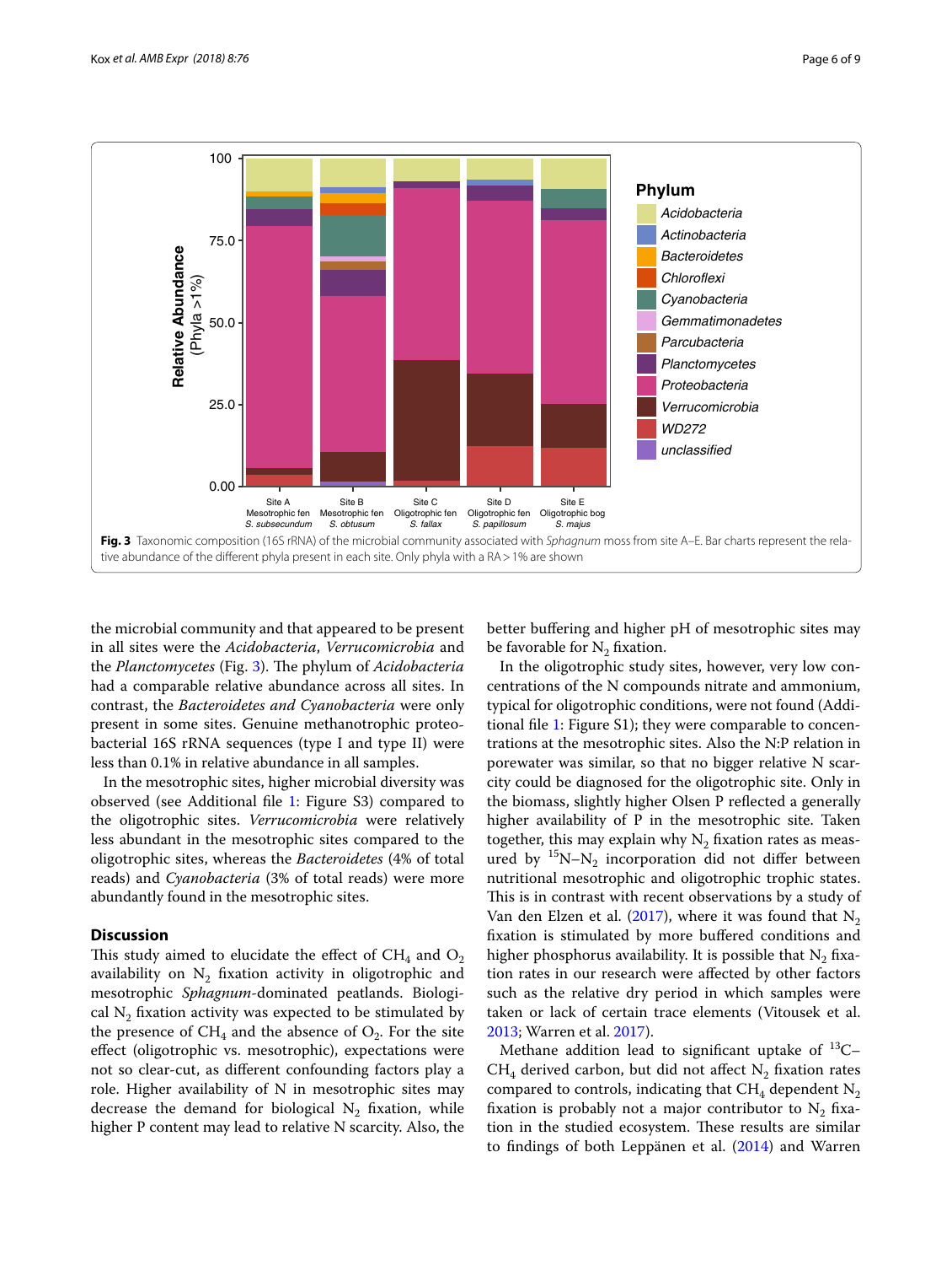Fig. 3 Taxonomic composition (16S rRNA) of the microbial community associated with *Sphagnum* moss from site A–E. Bar charts represent the relative abundance of the different phyla present in each site. Only phyla with a RA > 1% are shown

the microbial community and that appeared to be present in all sites were the *Acidobacteria*, *Verrucomicrobia* and the *Planctomycetes* (Fig. 3). The phylum of *Acidobacteria* had a comparable relative abundance across all sites. In contrast, the *Bacteroidetes and Cyanobacteria* were only present in some sites. Genuine methanotrophic proteobacterial 16S rRNA sequences (type I and type II) were less than 0.1% in relative abundance in all samples.

In the mesotrophic sites, higher microbial diversity was observed (see Additional file 1: Figure S3) compared to the oligotrophic sites. *Verrucomicrobia* were relatively less abundant in the mesotrophic sites compared to the oligotrophic sites, whereas the *Bacteroidetes* (4% of total reads) and *Cyanobacteria* (3% of total reads) were more abundantly found in the mesotrophic sites.

## Discussion

This study aimed to elucidate the effect of $CH_4$ and $O_2$ availability on $N_2$ fixation activity in oligotrophic and mesotrophic *Sphagnum*-dominated peatlands. Biological $N_2$ fixation activity was expected to be stimulated by the presence of $CH_4$ and the absence of $O_2$. For the site effect (oligotrophic vs. mesotrophic), expectations were not so clear-cut, as different confounding factors play a role. Higher availability of N in mesotrophic sites may decrease the demand for biological $N_2$ fixation, while higher P content may lead to relative N scarcity. Also, the better buffering and higher pH of mesotrophic sites may be favorable for $N_2$ fixation.

In the oligotrophic study sites, however, very low concentrations of the N compounds nitrate and ammonium, typical for oligotrophic conditions, were not found (Additional file 1: Figure S1); they were comparable to concentrations at the mesotrophic sites. Also the N:P relation in porewater was similar, so that no bigger relative N scarcity could be diagnosed for the oligotrophic site. Only in the biomass, slightly higher Olsen P reflected a generally higher availability of P in the mesotrophic site. Taken together, this may explain why $N_2$ fixation rates as measured by $^{15}N–N_2$ incorporation did not differ between nutritional mesotrophic and oligotrophic trophic states. This is in contrast with recent observations by a study of Van den Elzen et al. (2017), where it was found that $N_2$ fixation is stimulated by more buffered conditions and higher phosphorus availability. It is possible that $N_2$ fixation rates in our research were affected by other factors such as the relative dry period in which samples were taken or lack of certain trace elements (Vitousek et al. 2013; Warren et al. 2017).

Methane addition lead to significant uptake of $^{13}C–CH_4$ derived carbon, but did not affect $N_2$ fixation rates compared to controls, indicating that $CH_4$ dependent $N_2$ fixation is probably not a major contributor to $N_2$ fixation in the studied ecosystem. These results are similar to findings of both Leppänen et al. (2014) and Warren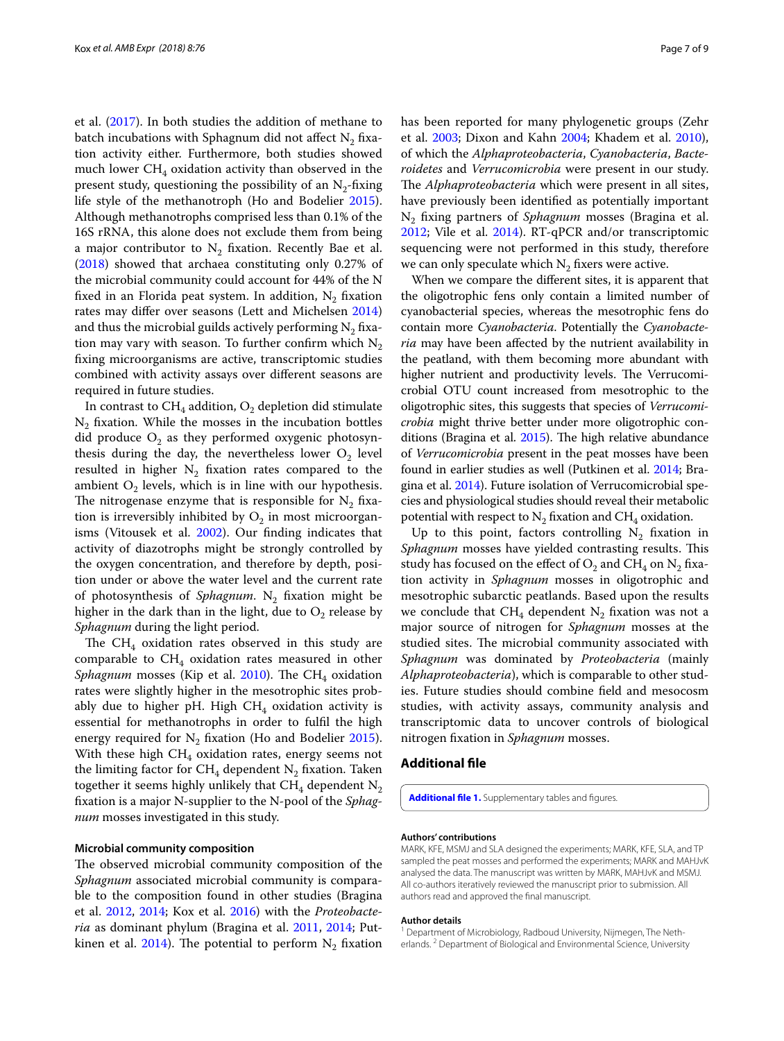et al. (2017). In both studies the addition of methane to batch incubations with Sphagnum did not affect $N_2$ fixation activity either. Furthermore, both studies showed much lower $CH_4$ oxidation activity than observed in the present study, questioning the possibility of an $N_2$-fixing life style of the methanotroph (Ho and Bodelier 2015). Although methanotrophs comprised less than 0.1% of the 16S rRNA, this alone does not exclude them from being a major contributor to $N_2$ fixation. Recently Bae et al. (2018) showed that archaea constituting only 0.27% of the microbial community could account for 44% of the N fixed in an Florida peat system. In addition, $N_2$ fixation rates may differ over seasons (Lett and Michelsen 2014) and thus the microbial guilds actively performing $N_2$ fixation may vary with season. To further confirm which $N_2$ fixing microorganisms are active, transcriptomic studies combined with activity assays over different seasons are required in future studies.

In contrast to $CH_4$ addition, $O_2$ depletion did stimulate $N_2$ fixation. While the mosses in the incubation bottles did produce $O_2$ as they performed oxygenic photosynthesis during the day, the nevertheless lower $O_2$ level resulted in higher $N_2$ fixation rates compared to the ambient $O_2$ levels, which is in line with our hypothesis. The nitrogenase enzyme that is responsible for $N_2$ fixation is irreversibly inhibited by $O_2$ in most microorganisms (Vitousek et al. 2002). Our finding indicates that activity of diazotrophs might be strongly controlled by the oxygen concentration, and therefore by depth, position under or above the water level and the current rate of photosynthesis of *Sphagnum*. $N_2$ fixation might be higher in the dark than in the light, due to $O_2$ release by *Sphagnum* during the light period.

The $CH_4$ oxidation rates observed in this study are comparable to $CH_4$ oxidation rates measured in other *Sphagnum* mosses (Kip et al. 2010). The $CH_4$ oxidation rates were slightly higher in the mesotrophic sites probably due to higher pH. High $CH_4$ oxidation activity is essential for methanotrophs in order to fulfil the high energy required for $N_2$ fixation (Ho and Bodelier 2015). With these high $CH_4$ oxidation rates, energy seems not the limiting factor for $CH_4$ dependent $N_2$ fixation. Taken together it seems highly unlikely that $CH_4$ dependent $N_2$ fixation is a major N-supplier to the N-pool of the *Sphagnum* mosses investigated in this study.

### Microbial community composition

The observed microbial community composition of the *Sphagnum* associated microbial community is comparable to the composition found in other studies (Bragina et al. 2012, 2014; Kox et al. 2016) with the *Proteobacteria* as dominant phylum (Bragina et al. 2011, 2014; Putkinen et al. 2014). The potential to perform $N_2$ fixation has been reported for many phylogenetic groups (Zehr et al. 2003; Dixon and Kahn 2004; Khadem et al. 2010), of which the *Alphaproteobacteria*, *Cyanobacteria*, *Bacteroidetes* and *Verrucomicrobia* were present in our study. The *Alphaproteobacteria* which were present in all sites, have previously been identified as potentially important $N_2$ fixing partners of *Sphagnum* mosses (Bragina et al. 2012; Vile et al. 2014). RT-qPCR and/or transcriptomic sequencing were not performed in this study, therefore we can only speculate which $N_2$ fixers were active.

When we compare the different sites, it is apparent that the oligotrophic fens only contain a limited number of cyanobacterial species, whereas the mesotrophic fens do contain more *Cyanobacteria*. Potentially the *Cyanobacteria* may have been affected by the nutrient availability in the peatland, with them becoming more abundant with higher nutrient and productivity levels. The Verrucomicrobial OTU count increased from mesotrophic to the oligotrophic sites, this suggests that species of *Verrucomicrobia* might thrive better under more oligotrophic conditions (Bragina et al. 2015). The high relative abundance of *Verrucomicrobia* present in the peat mosses have been found in earlier studies as well (Putkinen et al. 2014; Bragina et al. 2014). Future isolation of Verrucomicrobial species and physiological studies should reveal their metabolic potential with respect to $N_2$ fixation and $CH_4$ oxidation.

Up to this point, factors controlling $N_2$ fixation in *Sphagnum* mosses have yielded contrasting results. This study has focused on the effect of $O_2$ and $CH_4$ on $N_2$ fixation activity in *Sphagnum* mosses in oligotrophic and mesotrophic subarctic peatlands. Based upon the results we conclude that $CH_4$ dependent $N_2$ fixation was not a major source of nitrogen for *Sphagnum* mosses at the studied sites. The microbial community associated with *Sphagnum* was dominated by *Proteobacteria* (mainly *Alphaproteobacteria*), which is comparable to other studies. Future studies should combine field and mesocosm studies, with activity assays, community analysis and transcriptomic data to uncover controls of biological nitrogen fixation in *Sphagnum* mosses.

## Additional file

**Additional file 1.** Supplementary tables and figures.

#### Authors' contributions

MARK, KFE, MSMJ and SLA designed the experiments; MARK, KFE, SLA, and TP sampled the peat mosses and performed the experiments; MARK and MAHJvK analysed the data. The manuscript was written by MARK, MAHJvK and MSMJ. All co-authors iteratively reviewed the manuscript prior to submission. All authors read and approved the final manuscript.

#### Author details

[1] Department of Microbiology, Radboud University, Nijmegen, The Netherlands. [2] Department of Biological and Environmental Science, University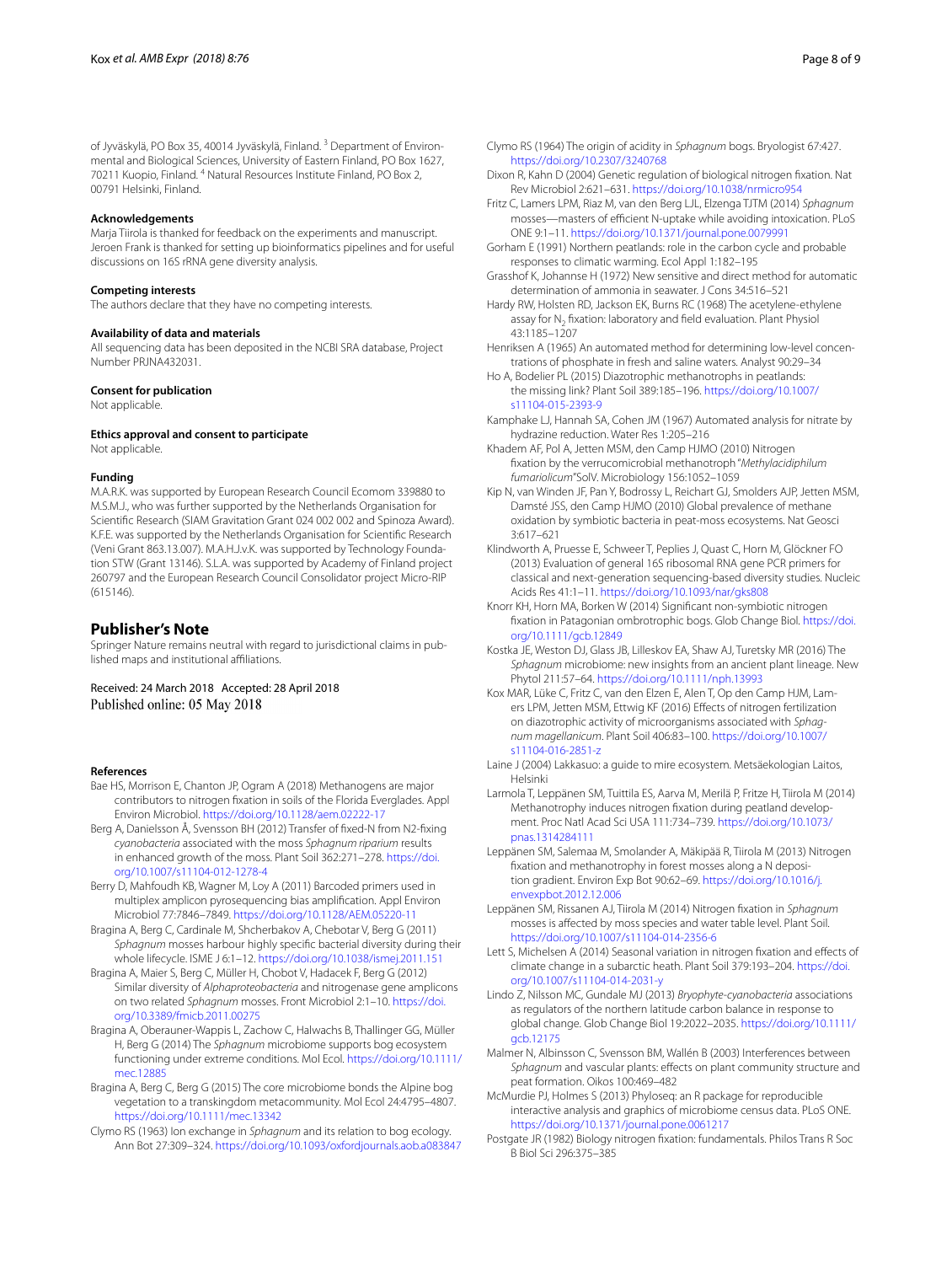of Jyväskylä, PO Box 35, 40014 Jyväskylä, Finland. [3] Department of Environmental and Biological Sciences, University of Eastern Finland, PO Box 1627, 70211 Kuopio, Finland. [4] Natural Resources Institute Finland, PO Box 2, 00791 Helsinki, Finland.

### Acknowledgements
Marja Tiirola is thanked for feedback on the experiments and manuscript. Jeroen Frank is thanked for setting up bioinformatics pipelines and for useful discussions on 16S rRNA gene diversity analysis.

### Competing interests
The authors declare that they have no competing interests.

### Availability of data and materials
All sequencing data has been deposited in the NCBI SRA database, Project Number PRJNA432031.

### Consent for publication
Not applicable.

### Ethics approval and consent to participate
Not applicable.

### Funding
M.A.R.K. was supported by European Research Council Ecomom 339880 to M.S.M.J., who was further supported by the Netherlands Organisation for Scientific Research (SIAM Gravitation Grant 024 002 002 and Spinoza Award). K.F.E. was supported by the Netherlands Organisation for Scientific Research (Veni Grant 863.13.007). M.A.H.J.v.K. was supported by Technology Foundation STW (Grant 13146). S.L.A. was supported by Academy of Finland project 260797 and the European Research Council Consolidator project Micro-RIP (615146).

## Publisher's Note
Springer Nature remains neutral with regard to jurisdictional claims in published maps and institutional affiliations.

Received: 24 March 2018 Accepted: 28 April 2018
Published online: 05 May 2018

### References
- Bae HS, Morrison E, Chanton JP, Ogram A (2018) Methanogens are major contributors to nitrogen fixation in soils of the Florida Everglades. Appl Environ Microbiol. https://doi.org/10.1128/aem.02222-17
- Berg A, Danielsson Å, Svensson BH (2012) Transfer of fixed-N from N2-fixing *cyanobacteria* associated with the moss *Sphagnum riparium* results in enhanced growth of the moss. Plant Soil 362:271–278. https://doi.org/10.1007/s11104-012-1278-4
- Berry D, Mahfoudh KB, Wagner M, Loy A (2011) Barcoded primers used in multiplex amplicon pyrosequencing bias amplification. Appl Environ Microbiol 77:7846–7849. https://doi.org/10.1128/AEM.05220-11
- Bragina A, Berg C, Cardinale M, Shcherbakov A, Chebotar V, Berg G (2011) *Sphagnum* mosses harbour highly specific bacterial diversity during their whole lifecycle. ISME J 6:1–12. https://doi.org/10.1038/ismej.2011.151
- Bragina A, Maier S, Berg C, Müller H, Chobot V, Hadacek F, Berg G (2012) Similar diversity of *Alphaproteobacteria* and nitrogenase gene amplicons on two related *Sphagnum* mosses. Front Microbiol 2:1–10. https://doi.org/10.3389/fmicb.2011.00275
- Bragina A, Oberauner-Wappis L, Zachow C, Halwachs B, Thallinger GG, Müller H, Berg G (2014) The *Sphagnum* microbiome supports bog ecosystem functioning under extreme conditions. Mol Ecol. https://doi.org/10.1111/mec.12885
- Bragina A, Berg C, Berg G (2015) The core microbiome bonds the Alpine bog vegetation to a transkingdom metacommunity. Mol Ecol 24:4795–4807. https://doi.org/10.1111/mec.13342
- Clymo RS (1963) Ion exchange in *Sphagnum* and its relation to bog ecology. Ann Bot 27:309–324. https://doi.org/10.1093/oxfordjournals.aob.a083847
- Clymo RS (1964) The origin of acidity in *Sphagnum* bogs. Bryologist 67:427. https://doi.org/10.2307/3240768
- Dixon R, Kahn D (2004) Genetic regulation of biological nitrogen fixation. Nat Rev Microbiol 2:621–631. https://doi.org/10.1038/nrmicro954
- Fritz C, Lamers LPM, Riaz M, van den Berg LJL, Elzenga TJTM (2014) *Sphagnum* mosses—masters of efficient N-uptake while avoiding intoxication. PLoS ONE 9:1–11. https://doi.org/10.1371/journal.pone.0079991
- Gorham E (1991) Northern peatlands: role in the carbon cycle and probable responses to climatic warming. Ecol Appl 1:182–195
- Grasshof K, Johannse H (1972) New sensitive and direct method for automatic determination of ammonia in seawater. J Cons 34:516–521
- Hardy RW, Holsten RD, Jackson EK, Burns RC (1968) The acetylene-ethylene assay for $N_2$ fixation: laboratory and field evaluation. Plant Physiol 43:1185–1207
- Henriksen A (1965) An automated method for determining low-level concentrations of phosphate in fresh and saline waters. Analyst 90:29–34
- Ho A, Bodelier PL (2015) Diazotrophic methanotrophs in peatlands: the missing link? Plant Soil 389:185–196. https://doi.org/10.1007/s11104-015-2393-9
- Kamphake LJ, Hannah SA, Cohen JM (1967) Automated analysis for nitrate by hydrazine reduction. Water Res 1:205–216
- Khadem AF, Pol A, Jetten MSM, den Camp HJMO (2010) Nitrogen fixation by the verrucomicrobial methanotroph "*Methylacidiphilum fumariolicum*"SolV. Microbiology 156:1052–1059
- Kip N, van Winden JF, Pan Y, Bodrossy L, Reichart GJ, Smolders AJP, Jetten MSM, Damsté JSS, den Camp HJMO (2010) Global prevalence of methane oxidation by symbiotic bacteria in peat-moss ecosystems. Nat Geosci 3:617–621
- Klindworth A, Pruesse E, Schweer T, Peplies J, Quast C, Horn M, Glöckner FO (2013) Evaluation of general 16S ribosomal RNA gene PCR primers for classical and next-generation sequencing-based diversity studies. Nucleic Acids Res 41:1–11. https://doi.org/10.1093/nar/gks808
- Knorr KH, Horn MA, Borken W (2014) Significant non-symbiotic nitrogen fixation in Patagonian ombrotrophic bogs. Glob Change Biol. https://doi.org/10.1111/gcb.12849
- Kostka JE, Weston DJ, Glass JB, Lilleskov EA, Shaw AJ, Turetsky MR (2016) The *Sphagnum* microbiome: new insights from an ancient plant lineage. New Phytol 211:57–64. https://doi.org/10.1111/nph.13993
- Kox MAR, Lüke C, Fritz C, van den Elzen E, Alen T, Op den Camp HJM, Lamers LPM, Jetten MSM, Ettwig KF (2016) Effects of nitrogen fertilization on diazotrophic activity of microorganisms associated with *Sphagnum magellanicum*. Plant Soil 406:83–100. https://doi.org/10.1007/s11104-016-2851-z
- Laine J (2004) Lakkasuo: a guide to mire ecosystem. Metsäekologian Laitos, Helsinki
- Larmola T, Leppänen SM, Tuittila ES, Aarva M, Merilä P, Fritze H, Tiirola M (2014) Methanotrophy induces nitrogen fixation during peatland development. Proc Natl Acad Sci USA 111:734–739. https://doi.org/10.1073/pnas.1314284111
- Leppänen SM, Salemaa M, Smolander A, Mäkipää R, Tiirola M (2013) Nitrogen fixation and methanotrophy in forest mosses along a N deposition gradient. Environ Exp Bot 90:62–69. https://doi.org/10.1016/j.envexpbot.2012.12.006
- Leppänen SM, Rissanen AJ, Tiirola M (2014) Nitrogen fixation in *Sphagnum* mosses is affected by moss species and water table level. Plant Soil. https://doi.org/10.1007/s11104-014-2356-6
- Lett S, Michelsen A (2014) Seasonal variation in nitrogen fixation and effects of climate change in a subarctic heath. Plant Soil 379:193–204. https://doi.org/10.1007/s11104-014-2031-y
- Lindo Z, Nilsson MC, Gundale MJ (2013) *Bryophyte-cyanobacteria* associations as regulators of the northern latitude carbon balance in response to global change. Glob Change Biol 19:2022–2035. https://doi.org/10.1111/gcb.12175
- Malmer N, Albinsson C, Svensson BM, Wallén B (2003) Interferences between *Sphagnum* and vascular plants: effects on plant community structure and peat formation. Oikos 100:469–482
- McMurdie PJ, Holmes S (2013) Phyloseq: an R package for reproducible interactive analysis and graphics of microbiome census data. PLoS ONE. https://doi.org/10.1371/journal.pone.0061217
- Postgate JR (1982) Biology nitrogen fixation: fundamentals. Philos Trans R Soc B Biol Sci 296:375–385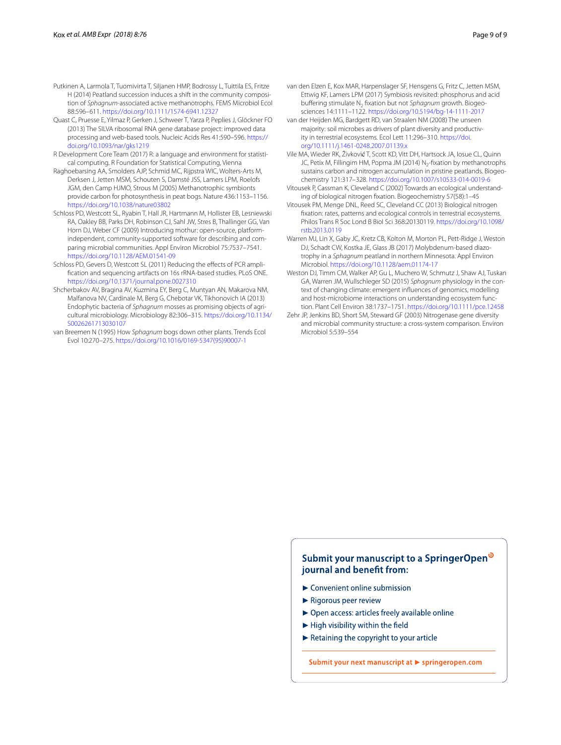Putkinen A, Larmola T, Tuomivirta T, Siljanen HMP, Bodrossy L, Tuittila ES, Fritze H (2014) Peatland succession induces a shift in the community composition of *Sphagnum*-associated active methanotrophs. FEMS Microbiol Ecol 88:596–611. https://doi.org/10.1111/1574-6941.12327

Quast C, Pruesse E, Yilmaz P, Gerken J, Schweer T, Yarza P, Peplies J, Glöckner FO (2013) The SILVA ribosomal RNA gene database project: improved data processing and web-based tools. Nucleic Acids Res 41:590–596. https://doi.org/10.1093/nar/gks1219

R Development Core Team (2017) R: a language and environment for statistical computing. R Foundation for Statistical Computing, Vienna

Raghoebarsing AA, Smolders AJP, Schmid MC, Rijpstra WIC, Wolters-Arts M, Derksen J, Jetten MSM, Schouten S, Damsté JSS, Lamers LPM, Roelofs JGM, den Camp HJMO, Strous M (2005) Methanotrophic symbionts provide carbon for photosynthesis in peat bogs. Nature 436:1153–1156. https://doi.org/10.1038/nature03802

Schloss PD, Westcott SL, Ryabin T, Hall JR, Hartmann M, Hollister EB, Lesniewski RA, Oakley BB, Parks DH, Robinson CJ, Sahl JW, Stres B, Thallinger GG, Van Horn DJ, Weber CF (2009) Introducing mothur: open-source, platform-independent, community-supported software for describing and comparing microbial communities. Appl Environ Microbiol 75:7537–7541. https://doi.org/10.1128/AEM.01541-09

Schloss PD, Gevers D, Westcott SL (2011) Reducing the effects of PCR amplification and sequencing artifacts on 16s rRNA-based studies. PLoS ONE. https://doi.org/10.1371/journal.pone.0027310

Shcherbakov AV, Bragina AV, Kuzmina EY, Berg C, Muntyan AN, Makarova NM, Malfanova NV, Cardinale M, Berg G, Chebotar VK, Tikhonovich IA (2013) Endophytic bacteria of *Sphagnum* mosses as promising objects of agricultural microbiology. Microbiology 82:306–315. https://doi.org/10.1134/S0026261713030107

van Breemen N (1995) How *Sphagnum* bogs down other plants. Trends Ecol Evol 10:270–275. https://doi.org/10.1016/0169-5347(95)90007-1

van den Elzen E, Kox MAR, Harpenslager SF, Hensgens G, Fritz C, Jetten MSM, Ettwig KF, Lamers LPM (2017) Symbiosis revisited: phosphorus and acid buffering stimulate $N_2$ fixation but not *Sphagnum* growth. Biogeosciences 14:1111–1122. https://doi.org/10.5194/bg-14-1111-2017

van der Heijden MG, Bardgett RD, van Straalen NM (2008) The unseen majority: soil microbes as drivers of plant diversity and productivity in terrestrial ecosystems. Ecol Lett 11:296–310. https://doi.org/10.1111/j.1461-0248.2007.01139.x

Vile MA, Wieder RK, Živković T, Scott KD, Vitt DH, Hartsock JA, Iosue CL, Quinn JC, Petix M, Fillingim HM, Popma JM (2014) $N_2$-fixation by methanotrophs sustains carbon and nitrogen accumulation in pristine peatlands. Biogeochemistry 121:317–328. https://doi.org/10.1007/s10533-014-0019-6

Vitousek P, Cassman K, Cleveland C (2002) Towards an ecological understanding of biological nitrogen fixation. Biogeochemistry 57(58):1–45

Vitousek PM, Menge DNL, Reed SC, Cleveland CC (2013) Biological nitrogen fixation: rates, patterns and ecological controls in terrestrial ecosystems. Philos Trans R Soc Lond B Biol Sci 368:20130119. https://doi.org/10.1098/rstb.2013.0119

Warren MJ, Lin X, Gaby JC, Kretz CB, Kolton M, Morton PL, Pett-Ridge J, Weston DJ, Schadt CW, Kostka JE, Glass JB (2017) Molybdenum-based diazotrophy in a *Sphagnum* peatland in northern Minnesota. Appl Environ Microbiol. https://doi.org/10.1128/aem.01174-17

Weston DJ, Timm CM, Walker AP, Gu L, Muchero W, Schmutz J, Shaw AJ, Tuskan GA, Warren JM, Wullschleger SD (2015) *Sphagnum* physiology in the context of changing climate: emergent influences of genomics, modelling and host-microbiome interactions on understanding ecosystem function. Plant Cell Environ 38:1737–1751. https://doi.org/10.1111/pce.12458

Zehr JP, Jenkins BD, Short SM, Steward GF (2003) Nitrogenase gene diversity and microbial community structure: a cross-system comparison. Environ Microbiol 5:539–554

**Submit your manuscript to a SpringerOpen journal and benefit from:**

- ► Convenient online submission
- ► Rigorous peer review
- ► Open access: articles freely available online
- ► High visibility within the field
- ► Retaining the copyright to your article

**Submit your next manuscript at ► springeropen.com**